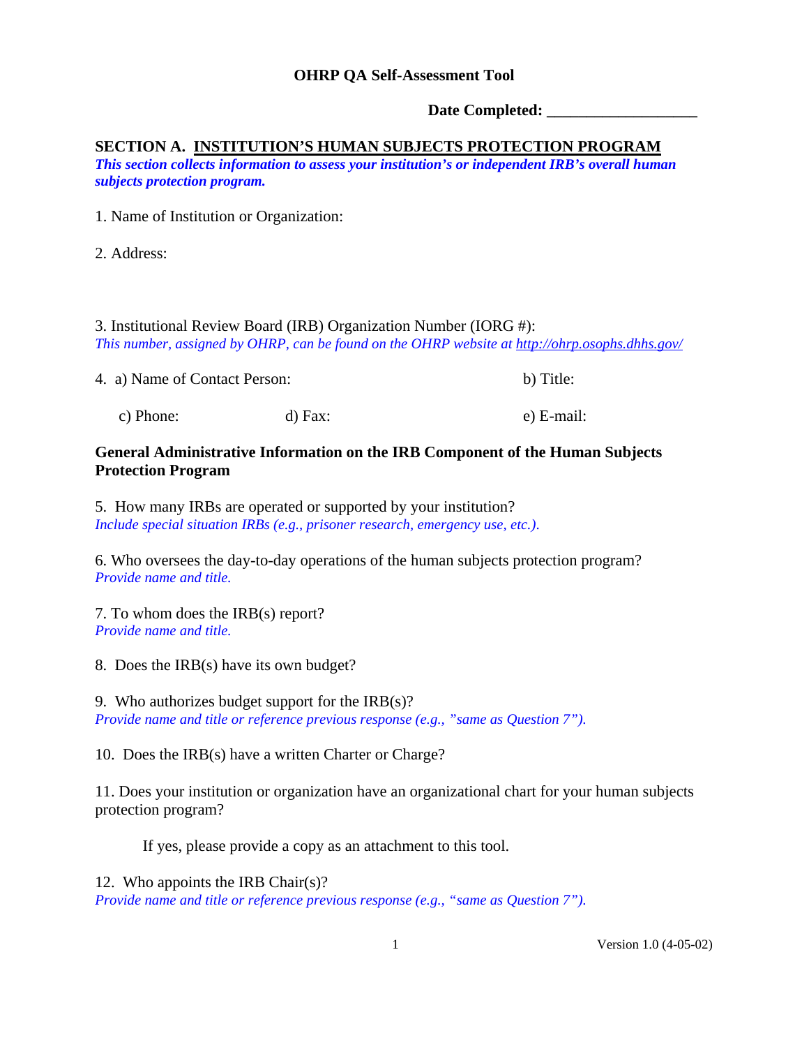# OHRP QA Self-Assessment Tool

**Date Completed: ___________________**

## SECTION A. INSTITUTION'S HUMAN SUBJECTS PROTECTION PROGRAM

***This section collects information to assess your institution's or independent IRB's overall human subjects protection program.***

1. Name of Institution or Organization:

2. Address:

3. Institutional Review Board (IRB) Organization Number (IORG #):
*This number, assigned by OHRP, can be found on the OHRP website at [http://ohrp.osophs.dhhs.gov/](http://ohrp.osophs.dhhs.gov/)*

4. a) Name of Contact Person: b) Title:

   c) Phone: d) Fax: e) E-mail:

### General Administrative Information on the IRB Component of the Human Subjects Protection Program

5. How many IRBs are operated or supported by your institution?
*Include special situation IRBs (e.g., prisoner research, emergency use, etc.).*

6. Who oversees the day-to-day operations of the human subjects protection program?
*Provide name and title.*

7. To whom does the IRB(s) report?
*Provide name and title.*

8. Does the IRB(s) have its own budget?

9. Who authorizes budget support for the IRB(s)?
*Provide name and title or reference previous response (e.g., "same as Question 7").*

10. Does the IRB(s) have a written Charter or Charge?

11. Does your institution or organization have an organizational chart for your human subjects protection program?

    If yes, please provide a copy as an attachment to this tool.

12. Who appoints the IRB Chair(s)?
*Provide name and title or reference previous response (e.g., "same as Question 7").*

Version 1.0 (4-05-02)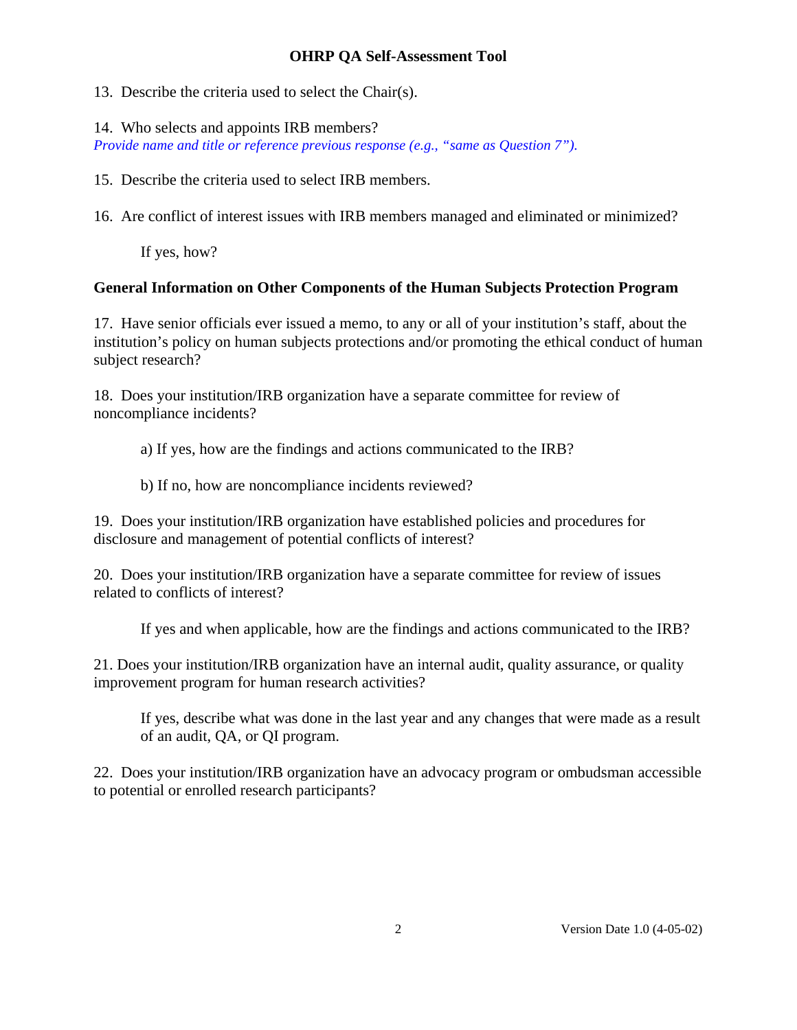13. Describe the criteria used to select the Chair(s).

14. Who selects and appoints IRB members?
*Provide name and title or reference previous response (e.g., "same as Question 7").*

15. Describe the criteria used to select IRB members.

16. Are conflict of interest issues with IRB members managed and eliminated or minimized?

    If yes, how?

**General Information on Other Components of the Human Subjects Protection Program**

17. Have senior officials ever issued a memo, to any or all of your institution's staff, about the institution's policy on human subjects protections and/or promoting the ethical conduct of human subject research?

18. Does your institution/IRB organization have a separate committee for review of noncompliance incidents?

    a) If yes, how are the findings and actions communicated to the IRB?

    b) If no, how are noncompliance incidents reviewed?

19. Does your institution/IRB organization have established policies and procedures for disclosure and management of potential conflicts of interest?

20. Does your institution/IRB organization have a separate committee for review of issues related to conflicts of interest?

    If yes and when applicable, how are the findings and actions communicated to the IRB?

21. Does your institution/IRB organization have an internal audit, quality assurance, or quality improvement program for human research activities?

    If yes, describe what was done in the last year and any changes that were made as a result of an audit, QA, or QI program.

22. Does your institution/IRB organization have an advocacy program or ombudsman accessible to potential or enrolled research participants?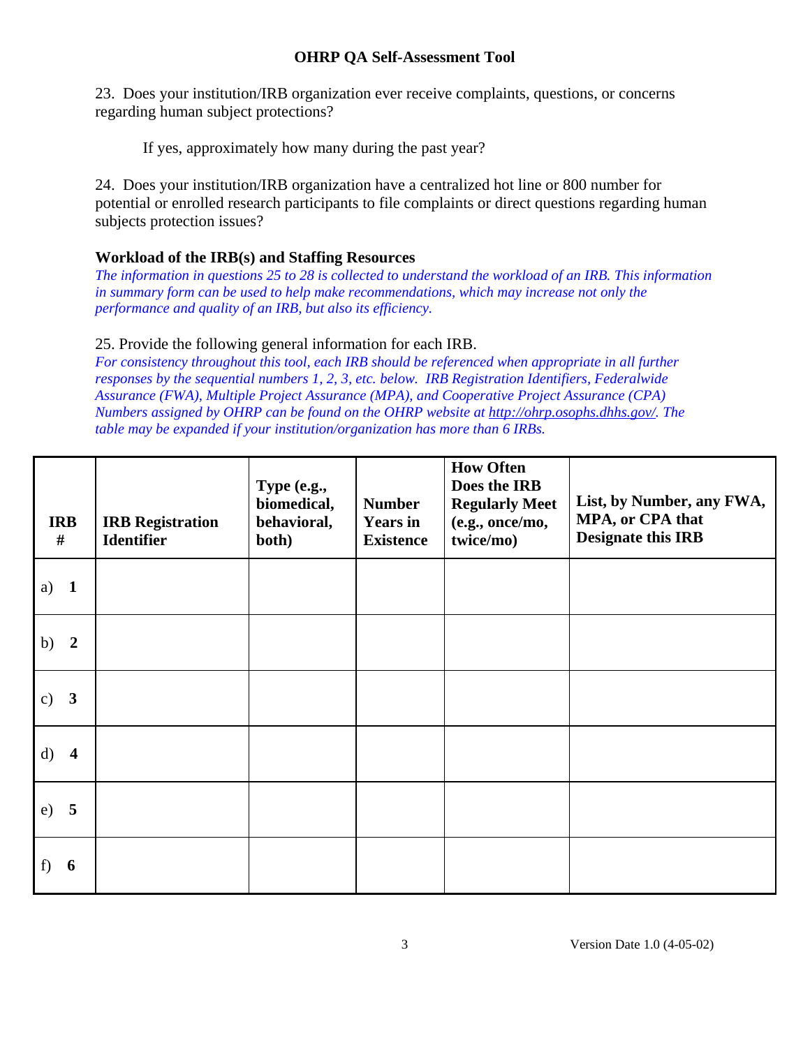23. Does your institution/IRB organization ever receive complaints, questions, or concerns regarding human subject protections?

If yes, approximately how many during the past year?

24. Does your institution/IRB organization have a centralized hot line or 800 number for potential or enrolled research participants to file complaints or direct questions regarding human subjects protection issues?

### Workload of the IRB(s) and Staffing Resources

*The information in questions 25 to 28 is collected to understand the workload of an IRB. This information in summary form can be used to help make recommendations, which may increase not only the performance and quality of an IRB, but also its efficiency.*

25. Provide the following general information for each IRB.

*For consistency throughout this tool, each IRB should be referenced when appropriate in all further responses by the sequential numbers 1, 2, 3, etc. below. IRB Registration Identifiers, Federalwide Assurance (FWA), Multiple Project Assurance (MPA), and Cooperative Project Assurance (CPA) Numbers assigned by OHRP can be found on the OHRP website at [http://ohrp.osophs.dhhs.gov/](http://ohrp.osophs.dhhs.gov/). The table may be expanded if your institution/organization has more than 6 IRBs.*

| IRB # | IRB Registration Identifier | Type (e.g., biomedical, behavioral, both) | Number Years in Existence | How Often Does the IRB Regularly Meet (e.g., once/mo, twice/mo) | List, by Number, any FWA, MPA, or CPA that Designate this IRB |
|---|---|---|---|---|---|
| a) **1** | | | | | |
| b) **2** | | | | | |
| c) **3** | | | | | |
| d) **4** | | | | | |
| e) **5** | | | | | |
| f) **6** | | | | | |

Version Date 1.0 (4-05-02)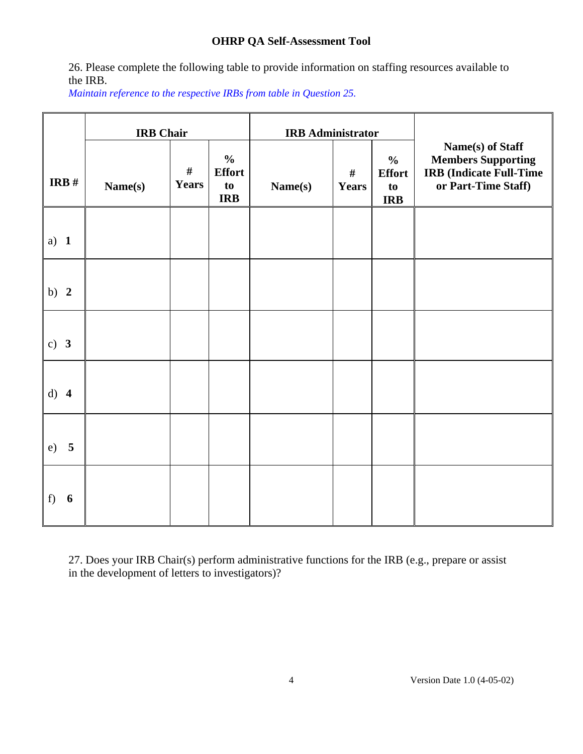26. Please complete the following table to provide information on staffing resources available to the IRB.

*Maintain reference to the respective IRBs from table in Question 25.*

| | IRB Chair | | | IRB Administrator | | | |
|---|---|---|---|---|---|---|---|
| **IRB #** | **Name(s)** | **# Years** | **% Effort to IRB** | **Name(s)** | **# Years** | **% Effort to IRB** | **Name(s) of Staff Members Supporting IRB (Indicate Full-Time or Part-Time Staff)** |
| a) **1** | | | | | | | |
| b) **2** | | | | | | | |
| c) **3** | | | | | | | |
| d) **4** | | | | | | | |
| e) **5** | | | | | | | |
| f) **6** | | | | | | | |

27. Does your IRB Chair(s) perform administrative functions for the IRB (e.g., prepare or assist in the development of letters to investigators)?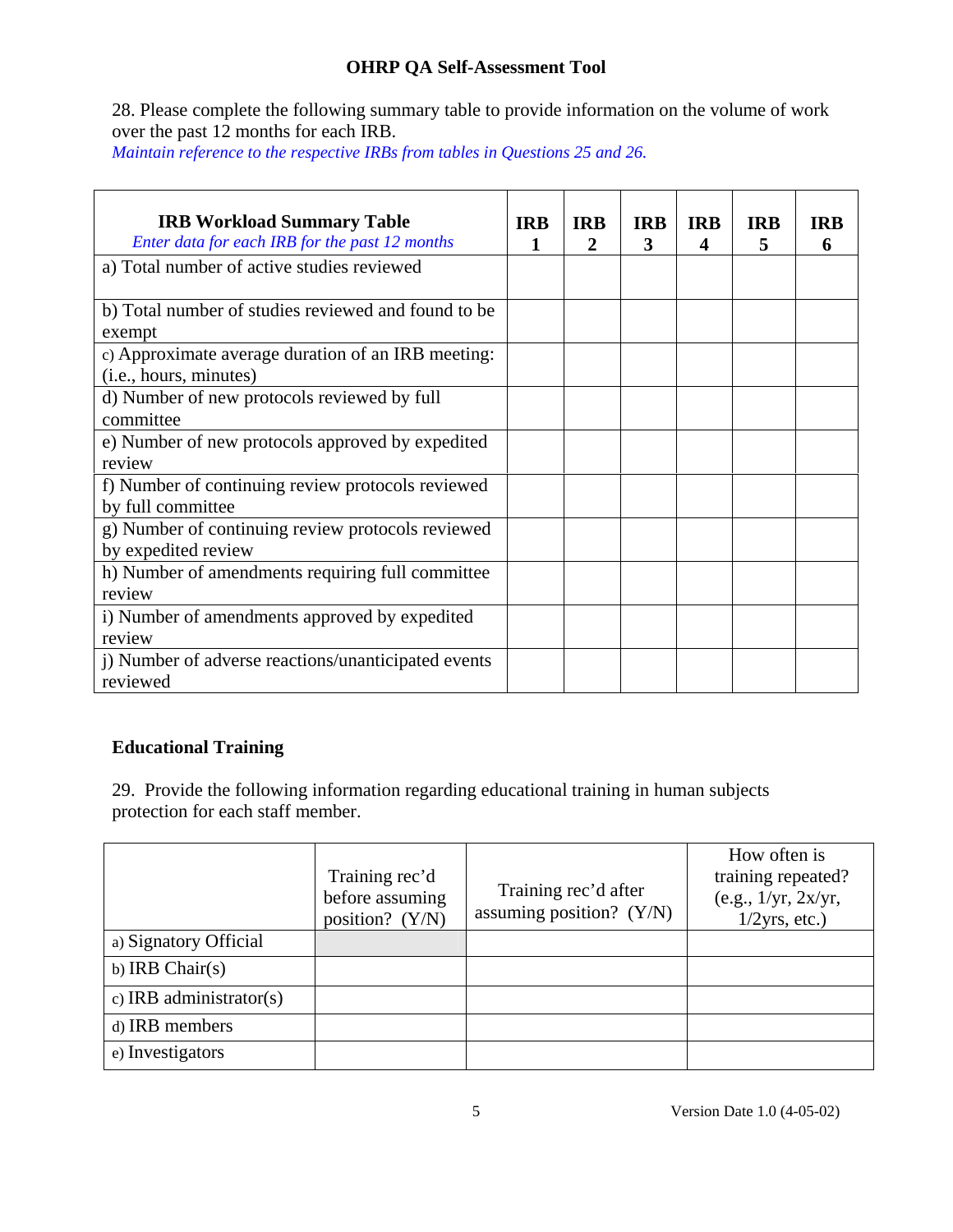28. Please complete the following summary table to provide information on the volume of work over the past 12 months for each IRB.

*Maintain reference to the respective IRBs from tables in Questions 25 and 26.*

| **IRB Workload Summary Table** *Enter data for each IRB for the past 12 months* | **IRB 1** | **IRB 2** | **IRB 3** | **IRB 4** | **IRB 5** | **IRB 6** |
|---|---|---|---|---|---|---|
| a) Total number of active studies reviewed | | | | | | |
| b) Total number of studies reviewed and found to be exempt | | | | | | |
| c) Approximate average duration of an IRB meeting: (i.e., hours, minutes) | | | | | | |
| d) Number of new protocols reviewed by full committee | | | | | | |
| e) Number of new protocols approved by expedited review | | | | | | |
| f) Number of continuing review protocols reviewed by full committee | | | | | | |
| g) Number of continuing review protocols reviewed by expedited review | | | | | | |
| h) Number of amendments requiring full committee review | | | | | | |
| i) Number of amendments approved by expedited review | | | | | | |
| j) Number of adverse reactions/unanticipated events reviewed | | | | | | |

## Educational Training

29. Provide the following information regarding educational training in human subjects protection for each staff member.

| | Training rec'd before assuming position? (Y/N) | Training rec'd after assuming position? (Y/N) | How often is training repeated? (e.g., 1/yr, 2x/yr, 1/2yrs, etc.) |
|---|---|---|---|
| a) Signatory Official | | | |
| b) IRB Chair(s) | | | |
| c) IRB administrator(s) | | | |
| d) IRB members | | | |
| e) Investigators | | | |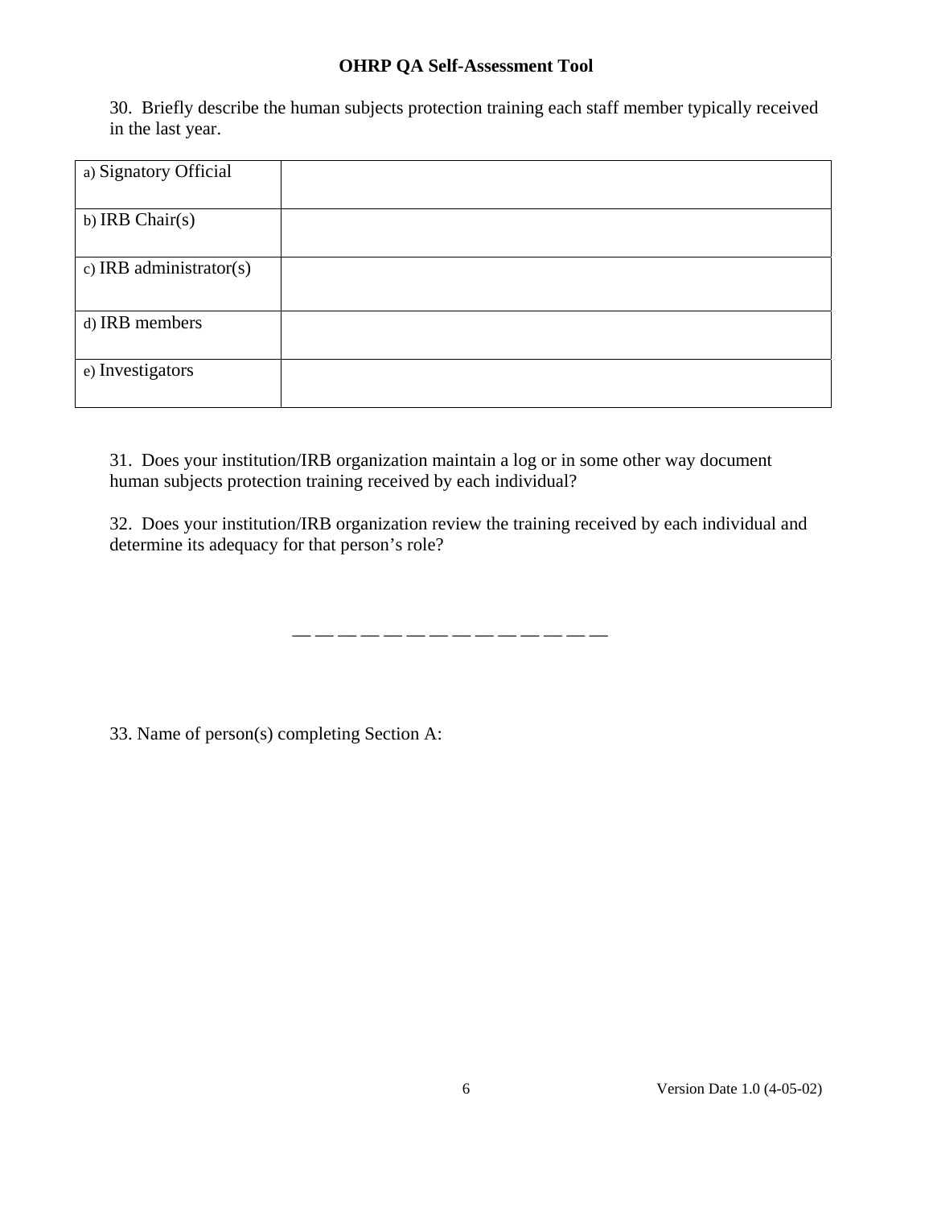30. Briefly describe the human subjects protection training each staff member typically received in the last year.

| | |
|---|---|
| a) Signatory Official | |
| b) IRB Chair(s) | |
| c) IRB administrator(s) | |
| d) IRB members | |
| e) Investigators | |

31. Does your institution/IRB organization maintain a log or in some other way document human subjects protection training received by each individual?

32. Does your institution/IRB organization review the training received by each individual and determine its adequacy for that person's role?

— — — — — — — — — — — — — —

33. Name of person(s) completing Section A: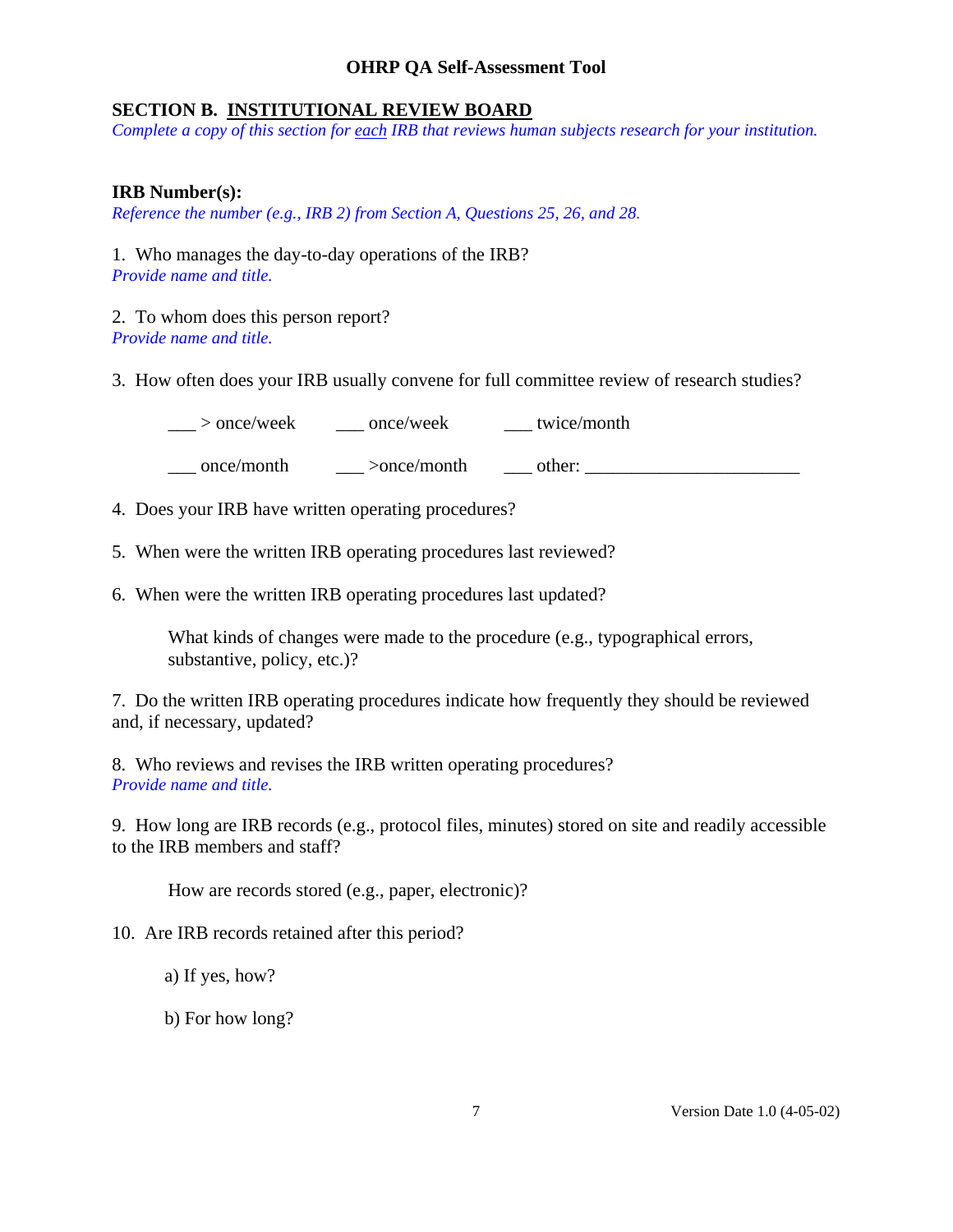**OHRP QA Self-Assessment Tool**

## SECTION B. INSTITUTIONAL REVIEW BOARD

*Complete a copy of this section for each IRB that reviews human subjects research for your institution.*

**IRB Number(s):**
*Reference the number (e.g., IRB 2) from Section A, Questions 25, 26, and 28.*

1. Who manages the day-to-day operations of the IRB?
*Provide name and title.*

2. To whom does this person report?
*Provide name and title.*

3. How often does your IRB usually convene for full committee review of research studies?

___ > once/week ___ once/week ___ twice/month

___ once/month ___ >once/month ___ other: _______________________

4. Does your IRB have written operating procedures?

5. When were the written IRB operating procedures last reviewed?

6. When were the written IRB operating procedures last updated?

   What kinds of changes were made to the procedure (e.g., typographical errors, substantive, policy, etc.)?

7. Do the written IRB operating procedures indicate how frequently they should be reviewed and, if necessary, updated?

8. Who reviews and revises the IRB written operating procedures?
*Provide name and title.*

9. How long are IRB records (e.g., protocol files, minutes) stored on site and readily accessible to the IRB members and staff?

   How are records stored (e.g., paper, electronic)?

10. Are IRB records retained after this period?

    a) If yes, how?

    b) For how long?

Version Date 1.0 (4-05-02)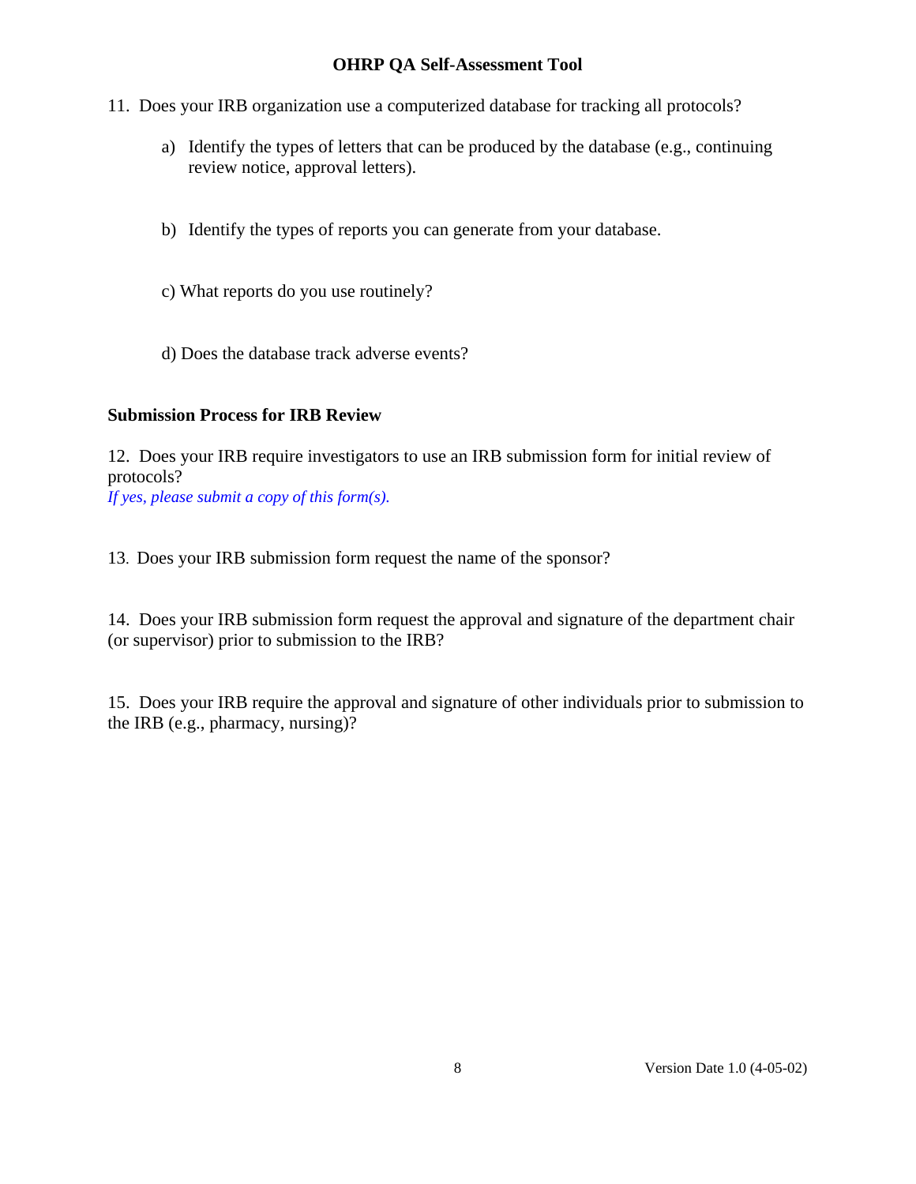11. Does your IRB organization use a computerized database for tracking all protocols?

    a) Identify the types of letters that can be produced by the database (e.g., continuing review notice, approval letters).

    b) Identify the types of reports you can generate from your database.

    c) What reports do you use routinely?

    d) Does the database track adverse events?

**Submission Process for IRB Review**

12. Does your IRB require investigators to use an IRB submission form for initial review of protocols?
*If yes, please submit a copy of this form(s).*

13. Does your IRB submission form request the name of the sponsor?

14. Does your IRB submission form request the approval and signature of the department chair (or supervisor) prior to submission to the IRB?

15. Does your IRB require the approval and signature of other individuals prior to submission to the IRB (e.g., pharmacy, nursing)?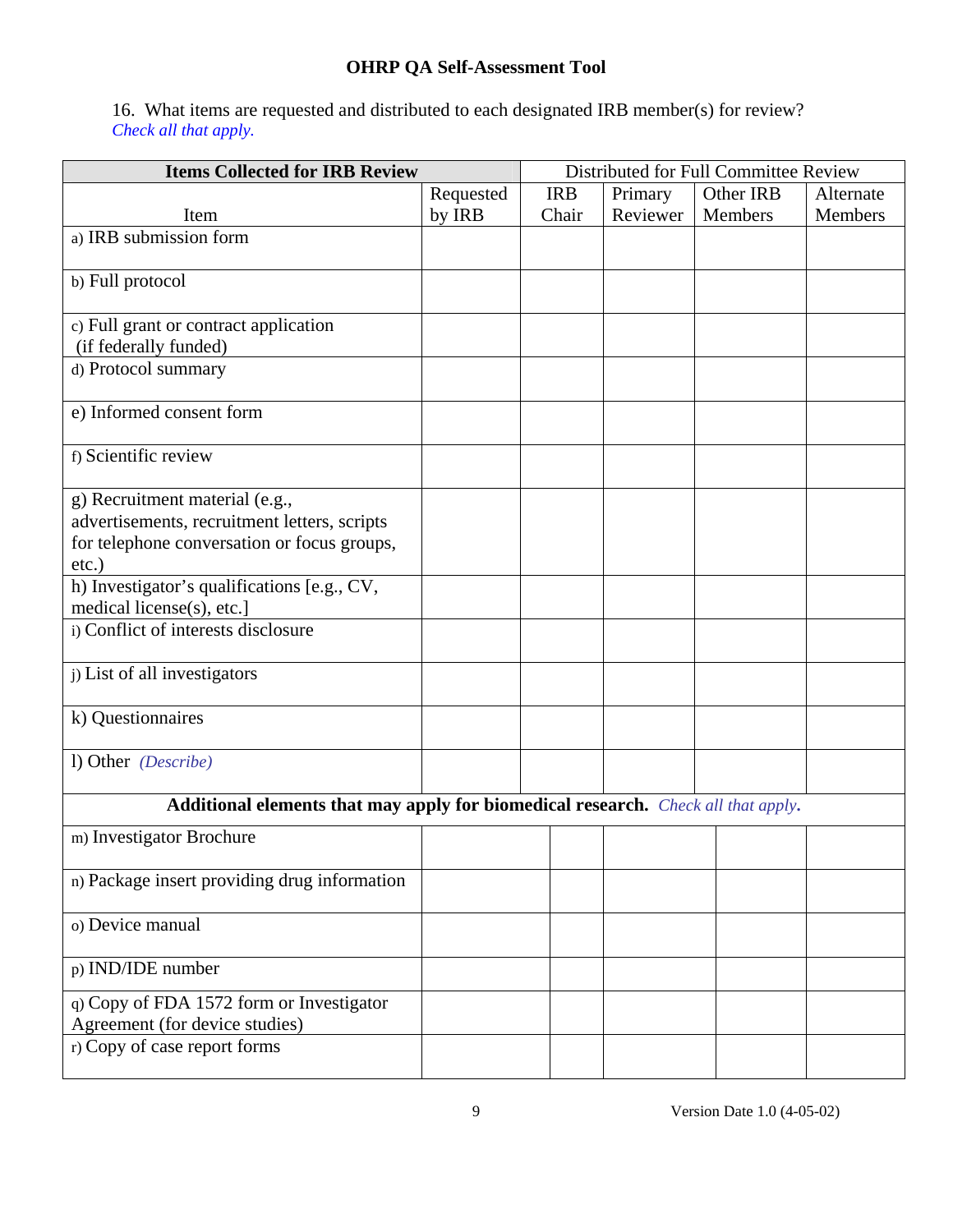## OHRP QA Self-Assessment Tool

16. What items are requested and distributed to each designated IRB member(s) for review? *Check all that apply.*

| **Items Collected for IRB Review** | | Distributed for Full Committee Review | | | |
|---|---|---|---|---|---|
| Item | Requested by IRB | IRB Chair | Primary Reviewer | Other IRB Members | Alternate Members |
| a) IRB submission form | | | | | |
| b) Full protocol | | | | | |
| c) Full grant or contract application (if federally funded) | | | | | |
| d) Protocol summary | | | | | |
| e) Informed consent form | | | | | |
| f) Scientific review | | | | | |
| g) Recruitment material (e.g., advertisements, recruitment letters, scripts for telephone conversation or focus groups, etc.) | | | | | |
| h) Investigator's qualifications [e.g., CV, medical license(s), etc.] | | | | | |
| i) Conflict of interests disclosure | | | | | |
| j) List of all investigators | | | | | |
| k) Questionnaires | | | | | |
| l) Other *(Describe)* | | | | | |
| **Additional elements that may apply for biomedical research.** *Check all that apply.* | | | | | |
| m) Investigator Brochure | | | | | |
| n) Package insert providing drug information | | | | | |
| o) Device manual | | | | | |
| p) IND/IDE number | | | | | |
| q) Copy of FDA 1572 form or Investigator Agreement (for device studies) | | | | | |
| r) Copy of case report forms | | | | | |

Version Date 1.0 (4-05-02)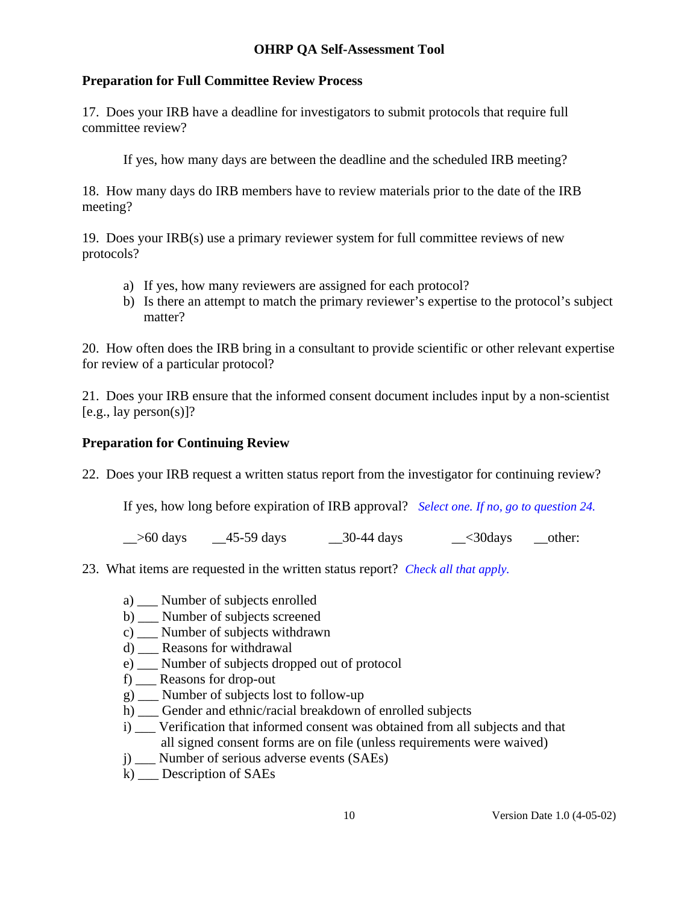**OHRP QA Self-Assessment Tool**

## Preparation for Full Committee Review Process

17. Does your IRB have a deadline for investigators to submit protocols that require full committee review?

    If yes, how many days are between the deadline and the scheduled IRB meeting?

18. How many days do IRB members have to review materials prior to the date of the IRB meeting?

19. Does your IRB(s) use a primary reviewer system for full committee reviews of new protocols?

    a) If yes, how many reviewers are assigned for each protocol?
    b) Is there an attempt to match the primary reviewer's expertise to the protocol's subject matter?

20. How often does the IRB bring in a consultant to provide scientific or other relevant expertise for review of a particular protocol?

21. Does your IRB ensure that the informed consent document includes input by a non-scientist [e.g., lay person(s)]?

## Preparation for Continuing Review

22. Does your IRB request a written status report from the investigator for continuing review?

    If yes, how long before expiration of IRB approval? *Select one. If no, go to question 24.*

    __>60 days __45-59 days __30-44 days __<30days __other:

23. What items are requested in the written status report? *Check all that apply.*

    a) ___ Number of subjects enrolled
    b) ___ Number of subjects screened
    c) ___ Number of subjects withdrawn
    d) ___ Reasons for withdrawal
    e) ___ Number of subjects dropped out of protocol
    f) ___ Reasons for drop-out
    g) ___ Number of subjects lost to follow-up
    h) ___ Gender and ethnic/racial breakdown of enrolled subjects
    i) ___ Verification that informed consent was obtained from all subjects and that all signed consent forms are on file (unless requirements were waived)
    j) ___ Number of serious adverse events (SAEs)
    k) ___ Description of SAEs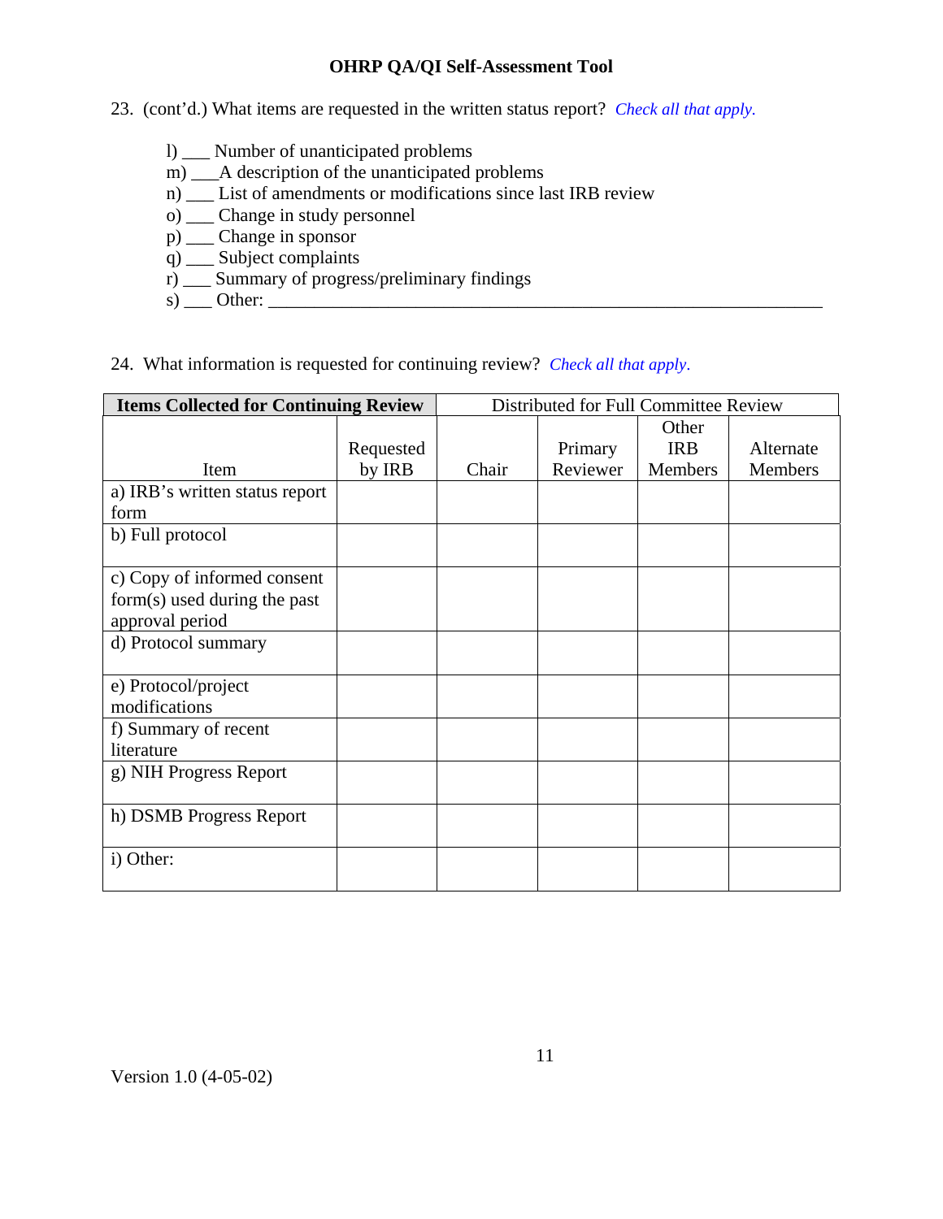23. (cont'd.) What items are requested in the written status report? *Check all that apply.*

   l) ___ Number of unanticipated problems
   m) ___A description of the unanticipated problems
   n) ___ List of amendments or modifications since last IRB review
   o) ___ Change in study personnel
   p) ___ Change in sponsor
   q) ___ Subject complaints
   r) ___ Summary of progress/preliminary findings
   s) ___ Other: ________________________________________________________________

24. What information is requested for continuing review? *Check all that apply.*

| **Items Collected for Continuing Review** | | Distributed for Full Committee Review | | | |
|---|---|---|---|---|---|
| Item | Requested by IRB | Chair | Primary Reviewer | Other IRB Members | Alternate Members |
| a) IRB's written status report form | | | | | |
| b) Full protocol | | | | | |
| c) Copy of informed consent form(s) used during the past approval period | | | | | |
| d) Protocol summary | | | | | |
| e) Protocol/project modifications | | | | | |
| f) Summary of recent literature | | | | | |
| g) NIH Progress Report | | | | | |
| h) DSMB Progress Report | | | | | |
| i) Other: | | | | | |

Version 1.0 (4-05-02)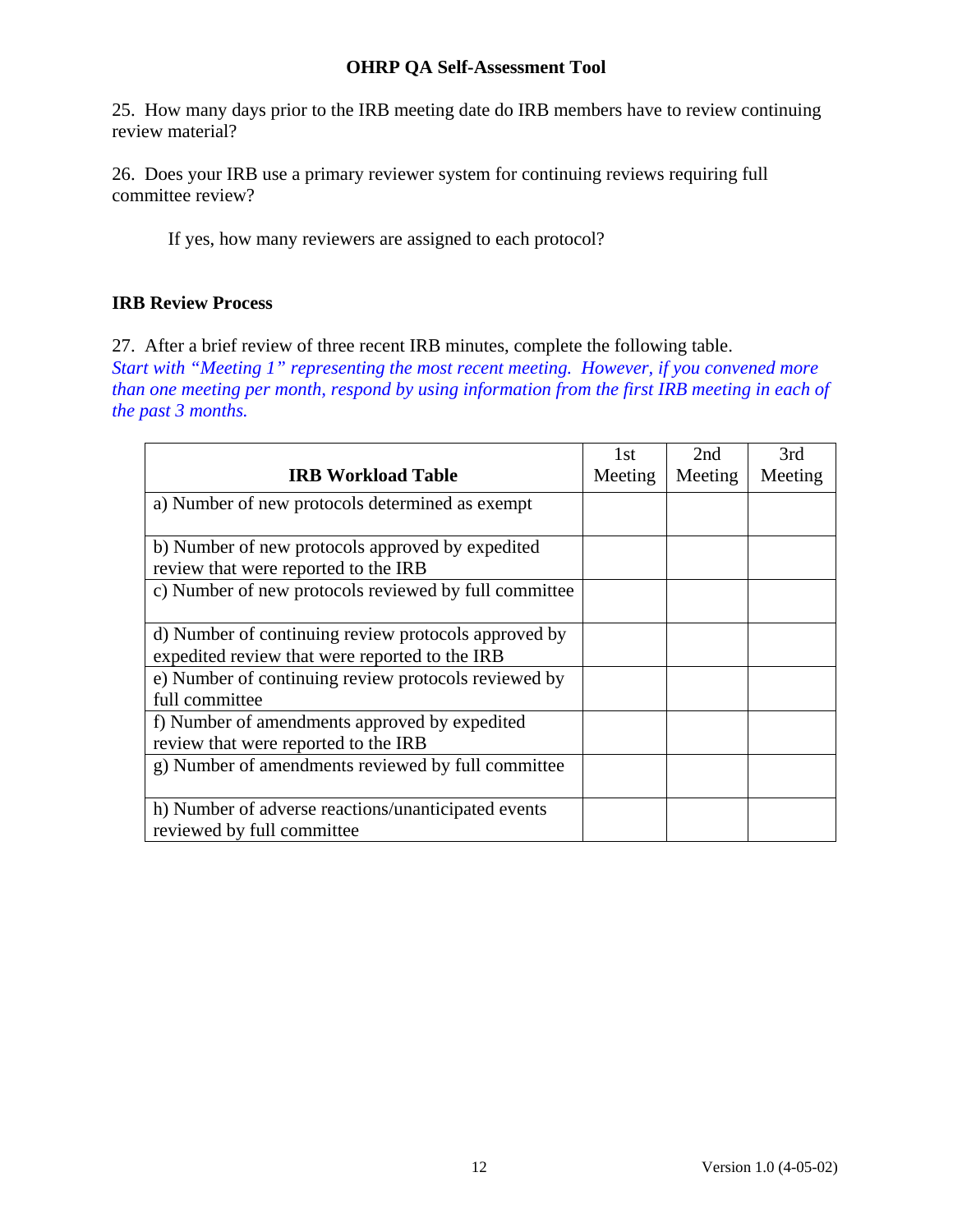25. How many days prior to the IRB meeting date do IRB members have to review continuing review material?

26. Does your IRB use a primary reviewer system for continuing reviews requiring full committee review?

If yes, how many reviewers are assigned to each protocol?

## IRB Review Process

27. After a brief review of three recent IRB minutes, complete the following table.
*Start with "Meeting 1" representing the most recent meeting. However, if you convened more than one meeting per month, respond by using information from the first IRB meeting in each of the past 3 months.*

| **IRB Workload Table** | 1st Meeting | 2nd Meeting | 3rd Meeting |
|---|---|---|---|
| a) Number of new protocols determined as exempt | | | |
| b) Number of new protocols approved by expedited review that were reported to the IRB | | | |
| c) Number of new protocols reviewed by full committee | | | |
| d) Number of continuing review protocols approved by expedited review that were reported to the IRB | | | |
| e) Number of continuing review protocols reviewed by full committee | | | |
| f) Number of amendments approved by expedited review that were reported to the IRB | | | |
| g) Number of amendments reviewed by full committee | | | |
| h) Number of adverse reactions/unanticipated events reviewed by full committee | | | |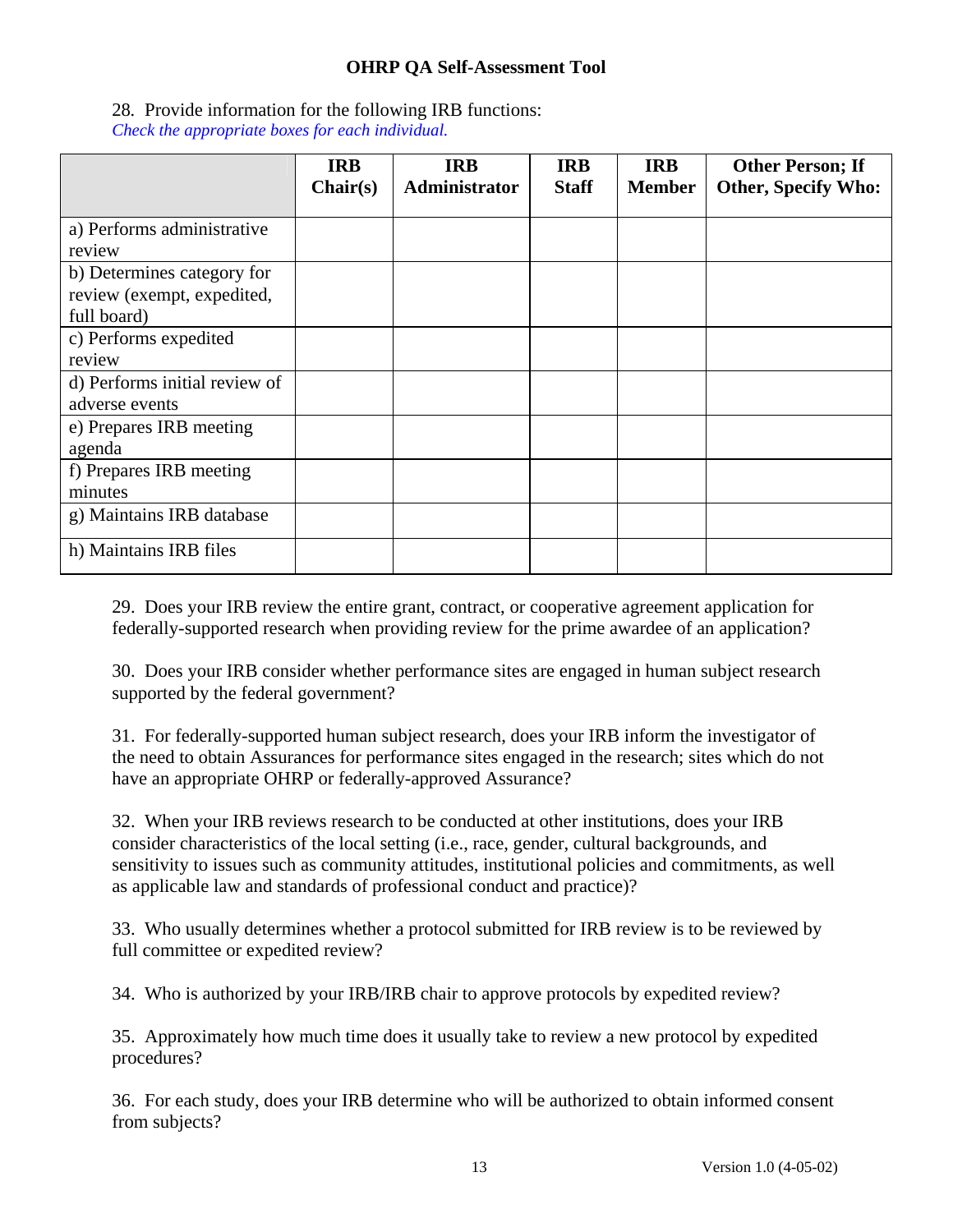28. Provide information for the following IRB functions:
*Check the appropriate boxes for each individual.*

| | IRB Chair(s) | IRB Administrator | IRB Staff | IRB Member | Other Person; If Other, Specify Who: |
|---|---|---|---|---|---|
| a) Performs administrative review | | | | | |
| b) Determines category for review (exempt, expedited, full board) | | | | | |
| c) Performs expedited review | | | | | |
| d) Performs initial review of adverse events | | | | | |
| e) Prepares IRB meeting agenda | | | | | |
| f) Prepares IRB meeting minutes | | | | | |
| g) Maintains IRB database | | | | | |
| h) Maintains IRB files | | | | | |

29. Does your IRB review the entire grant, contract, or cooperative agreement application for federally-supported research when providing review for the prime awardee of an application?

30. Does your IRB consider whether performance sites are engaged in human subject research supported by the federal government?

31. For federally-supported human subject research, does your IRB inform the investigator of the need to obtain Assurances for performance sites engaged in the research; sites which do not have an appropriate OHRP or federally-approved Assurance?

32. When your IRB reviews research to be conducted at other institutions, does your IRB consider characteristics of the local setting (i.e., race, gender, cultural backgrounds, and sensitivity to issues such as community attitudes, institutional policies and commitments, as well as applicable law and standards of professional conduct and practice)?

33. Who usually determines whether a protocol submitted for IRB review is to be reviewed by full committee or expedited review?

34. Who is authorized by your IRB/IRB chair to approve protocols by expedited review?

35. Approximately how much time does it usually take to review a new protocol by expedited procedures?

36. For each study, does your IRB determine who will be authorized to obtain informed consent from subjects?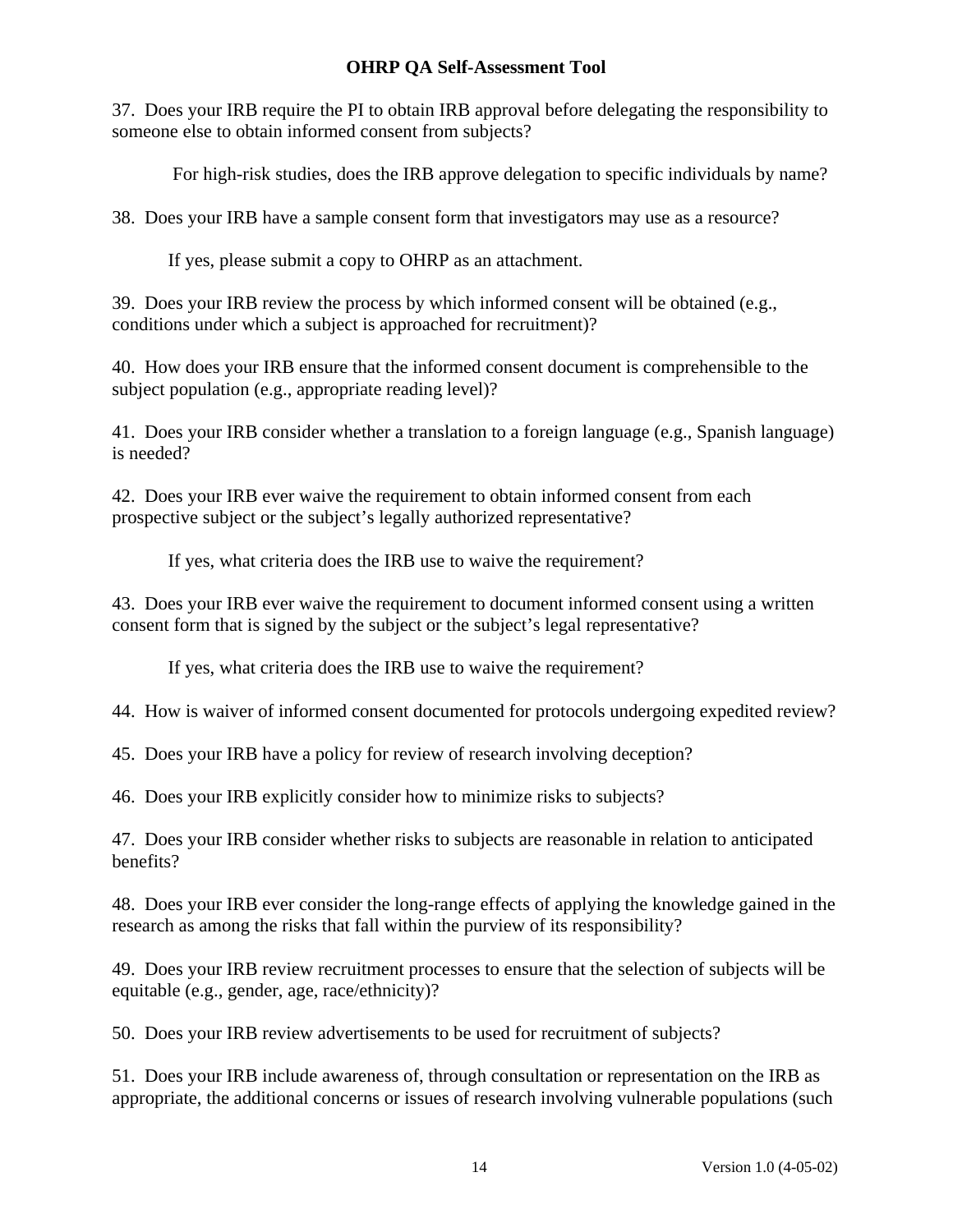37. Does your IRB require the PI to obtain IRB approval before delegating the responsibility to someone else to obtain informed consent from subjects?

For high-risk studies, does the IRB approve delegation to specific individuals by name?

38. Does your IRB have a sample consent form that investigators may use as a resource?

If yes, please submit a copy to OHRP as an attachment.

39. Does your IRB review the process by which informed consent will be obtained (e.g., conditions under which a subject is approached for recruitment)?

40. How does your IRB ensure that the informed consent document is comprehensible to the subject population (e.g., appropriate reading level)?

41. Does your IRB consider whether a translation to a foreign language (e.g., Spanish language) is needed?

42. Does your IRB ever waive the requirement to obtain informed consent from each prospective subject or the subject's legally authorized representative?

If yes, what criteria does the IRB use to waive the requirement?

43. Does your IRB ever waive the requirement to document informed consent using a written consent form that is signed by the subject or the subject's legal representative?

If yes, what criteria does the IRB use to waive the requirement?

44. How is waiver of informed consent documented for protocols undergoing expedited review?

45. Does your IRB have a policy for review of research involving deception?

46. Does your IRB explicitly consider how to minimize risks to subjects?

47. Does your IRB consider whether risks to subjects are reasonable in relation to anticipated benefits?

48. Does your IRB ever consider the long-range effects of applying the knowledge gained in the research as among the risks that fall within the purview of its responsibility?

49. Does your IRB review recruitment processes to ensure that the selection of subjects will be equitable (e.g., gender, age, race/ethnicity)?

50. Does your IRB review advertisements to be used for recruitment of subjects?

51. Does your IRB include awareness of, through consultation or representation on the IRB as appropriate, the additional concerns or issues of research involving vulnerable populations (such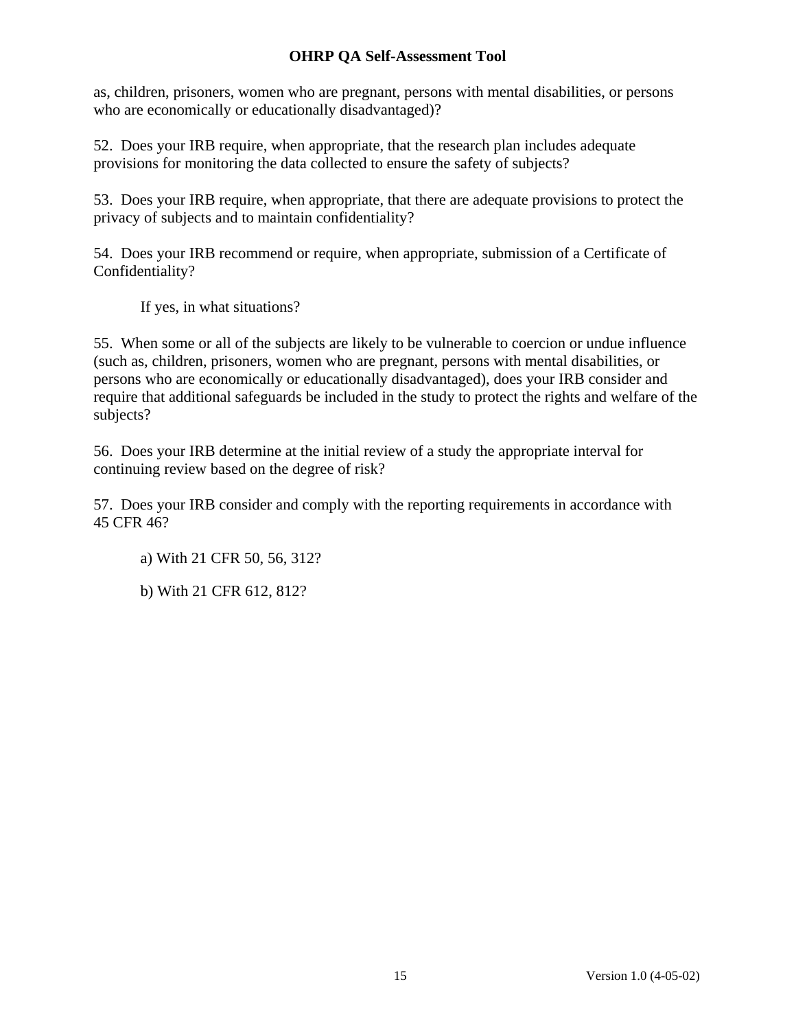as, children, prisoners, women who are pregnant, persons with mental disabilities, or persons who are economically or educationally disadvantaged)?

52. Does your IRB require, when appropriate, that the research plan includes adequate provisions for monitoring the data collected to ensure the safety of subjects?

53. Does your IRB require, when appropriate, that there are adequate provisions to protect the privacy of subjects and to maintain confidentiality?

54. Does your IRB recommend or require, when appropriate, submission of a Certificate of Confidentiality?

If yes, in what situations?

55. When some or all of the subjects are likely to be vulnerable to coercion or undue influence (such as, children, prisoners, women who are pregnant, persons with mental disabilities, or persons who are economically or educationally disadvantaged), does your IRB consider and require that additional safeguards be included in the study to protect the rights and welfare of the subjects?

56. Does your IRB determine at the initial review of a study the appropriate interval for continuing review based on the degree of risk?

57. Does your IRB consider and comply with the reporting requirements in accordance with 45 CFR 46?

a) With 21 CFR 50, 56, 312?

b) With 21 CFR 612, 812?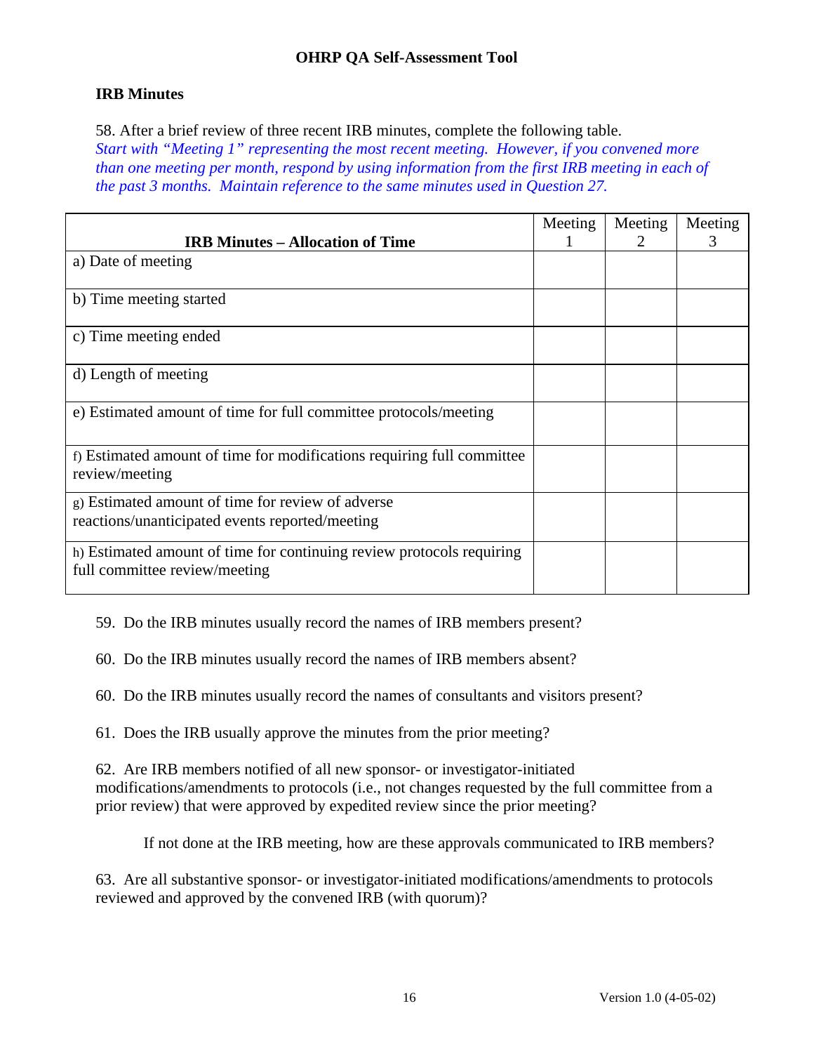## IRB Minutes

58. After a brief review of three recent IRB minutes, complete the following table.
*Start with "Meeting 1" representing the most recent meeting. However, if you convened more than one meeting per month, respond by using information from the first IRB meeting in each of the past 3 months. Maintain reference to the same minutes used in Question 27.*

| IRB Minutes – Allocation of Time | Meeting 1 | Meeting 2 | Meeting 3 |
|---|---|---|---|
| a) Date of meeting | | | |
| b) Time meeting started | | | |
| c) Time meeting ended | | | |
| d) Length of meeting | | | |
| e) Estimated amount of time for full committee protocols/meeting | | | |
| f) Estimated amount of time for modifications requiring full committee review/meeting | | | |
| g) Estimated amount of time for review of adverse reactions/unanticipated events reported/meeting | | | |
| h) Estimated amount of time for continuing review protocols requiring full committee review/meeting | | | |

59. Do the IRB minutes usually record the names of IRB members present?

60. Do the IRB minutes usually record the names of IRB members absent?

60. Do the IRB minutes usually record the names of consultants and visitors present?

61. Does the IRB usually approve the minutes from the prior meeting?

62. Are IRB members notified of all new sponsor- or investigator-initiated modifications/amendments to protocols (i.e., not changes requested by the full committee from a prior review) that were approved by expedited review since the prior meeting?

If not done at the IRB meeting, how are these approvals communicated to IRB members?

63. Are all substantive sponsor- or investigator-initiated modifications/amendments to protocols reviewed and approved by the convened IRB (with quorum)?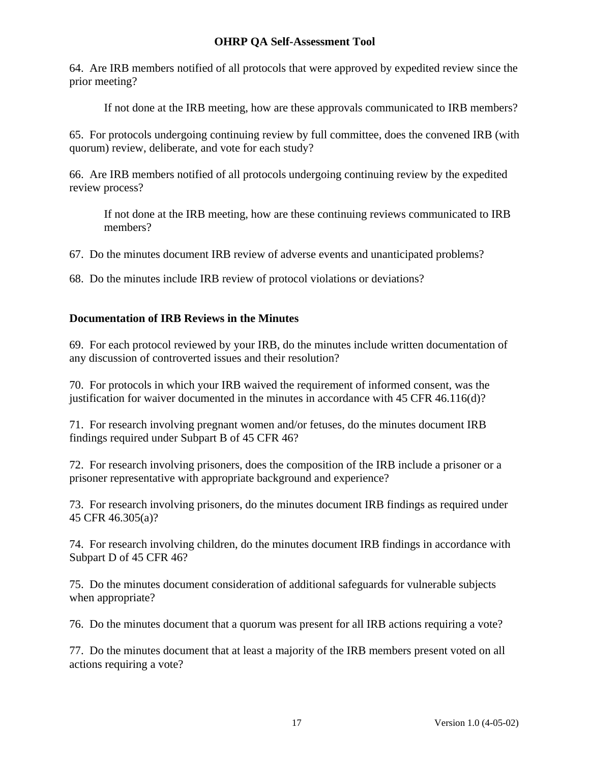64. Are IRB members notified of all protocols that were approved by expedited review since the prior meeting?

> If not done at the IRB meeting, how are these approvals communicated to IRB members?

65. For protocols undergoing continuing review by full committee, does the convened IRB (with quorum) review, deliberate, and vote for each study?

66. Are IRB members notified of all protocols undergoing continuing review by the expedited review process?

> If not done at the IRB meeting, how are these continuing reviews communicated to IRB members?

67. Do the minutes document IRB review of adverse events and unanticipated problems?

68. Do the minutes include IRB review of protocol violations or deviations?

**Documentation of IRB Reviews in the Minutes**

69. For each protocol reviewed by your IRB, do the minutes include written documentation of any discussion of controverted issues and their resolution?

70. For protocols in which your IRB waived the requirement of informed consent, was the justification for waiver documented in the minutes in accordance with 45 CFR 46.116(d)?

71. For research involving pregnant women and/or fetuses, do the minutes document IRB findings required under Subpart B of 45 CFR 46?

72. For research involving prisoners, does the composition of the IRB include a prisoner or a prisoner representative with appropriate background and experience?

73. For research involving prisoners, do the minutes document IRB findings as required under 45 CFR 46.305(a)?

74. For research involving children, do the minutes document IRB findings in accordance with Subpart D of 45 CFR 46?

75. Do the minutes document consideration of additional safeguards for vulnerable subjects when appropriate?

76. Do the minutes document that a quorum was present for all IRB actions requiring a vote?

77. Do the minutes document that at least a majority of the IRB members present voted on all actions requiring a vote?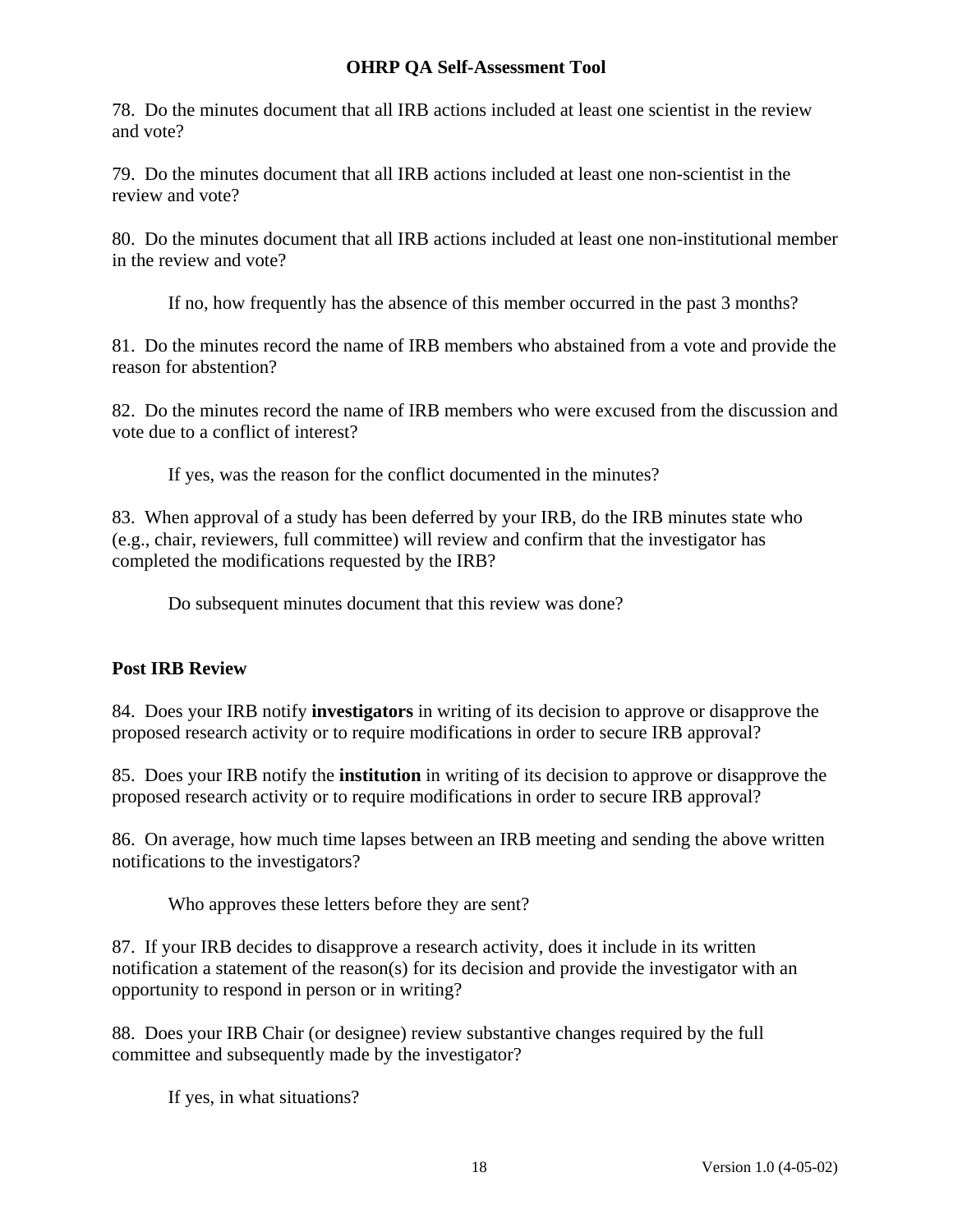78. Do the minutes document that all IRB actions included at least one scientist in the review and vote?

79. Do the minutes document that all IRB actions included at least one non-scientist in the review and vote?

80. Do the minutes document that all IRB actions included at least one non-institutional member in the review and vote?

If no, how frequently has the absence of this member occurred in the past 3 months?

81. Do the minutes record the name of IRB members who abstained from a vote and provide the reason for abstention?

82. Do the minutes record the name of IRB members who were excused from the discussion and vote due to a conflict of interest?

If yes, was the reason for the conflict documented in the minutes?

83. When approval of a study has been deferred by your IRB, do the IRB minutes state who (e.g., chair, reviewers, full committee) will review and confirm that the investigator has completed the modifications requested by the IRB?

Do subsequent minutes document that this review was done?

**Post IRB Review**

84. Does your IRB notify **investigators** in writing of its decision to approve or disapprove the proposed research activity or to require modifications in order to secure IRB approval?

85. Does your IRB notify the **institution** in writing of its decision to approve or disapprove the proposed research activity or to require modifications in order to secure IRB approval?

86. On average, how much time lapses between an IRB meeting and sending the above written notifications to the investigators?

Who approves these letters before they are sent?

87. If your IRB decides to disapprove a research activity, does it include in its written notification a statement of the reason(s) for its decision and provide the investigator with an opportunity to respond in person or in writing?

88. Does your IRB Chair (or designee) review substantive changes required by the full committee and subsequently made by the investigator?

If yes, in what situations?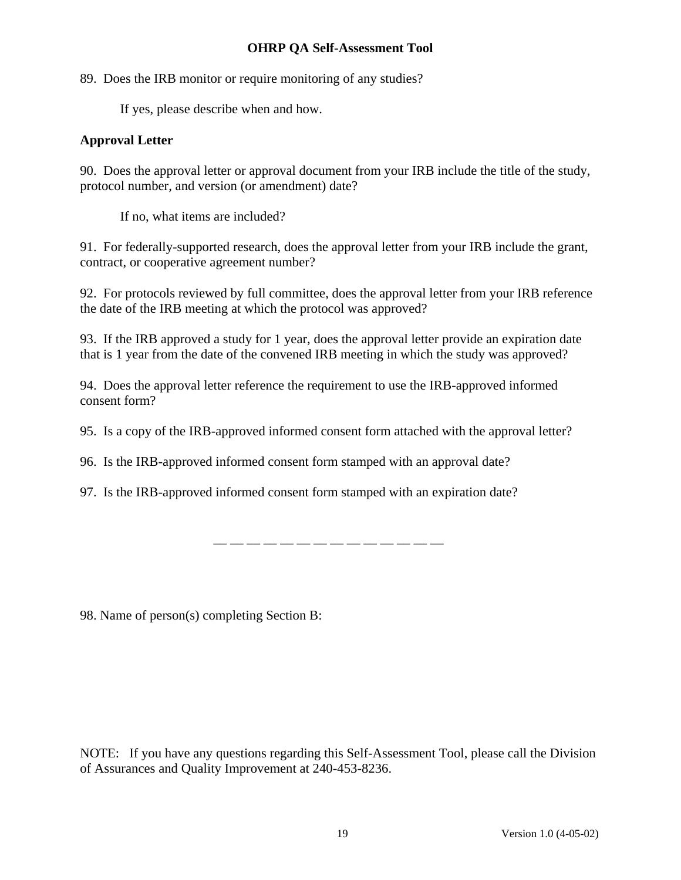89. Does the IRB monitor or require monitoring of any studies?

If yes, please describe when and how.

**Approval Letter**

90. Does the approval letter or approval document from your IRB include the title of the study, protocol number, and version (or amendment) date?

If no, what items are included?

91. For federally-supported research, does the approval letter from your IRB include the grant, contract, or cooperative agreement number?

92. For protocols reviewed by full committee, does the approval letter from your IRB reference the date of the IRB meeting at which the protocol was approved?

93. If the IRB approved a study for 1 year, does the approval letter provide an expiration date that is 1 year from the date of the convened IRB meeting in which the study was approved?

94. Does the approval letter reference the requirement to use the IRB-approved informed consent form?

95. Is a copy of the IRB-approved informed consent form attached with the approval letter?

96. Is the IRB-approved informed consent form stamped with an approval date?

97. Is the IRB-approved informed consent form stamped with an expiration date?

— — — — — — — — — — — — — — —

98. Name of person(s) completing Section B:

NOTE: If you have any questions regarding this Self-Assessment Tool, please call the Division of Assurances and Quality Improvement at 240-453-8236.